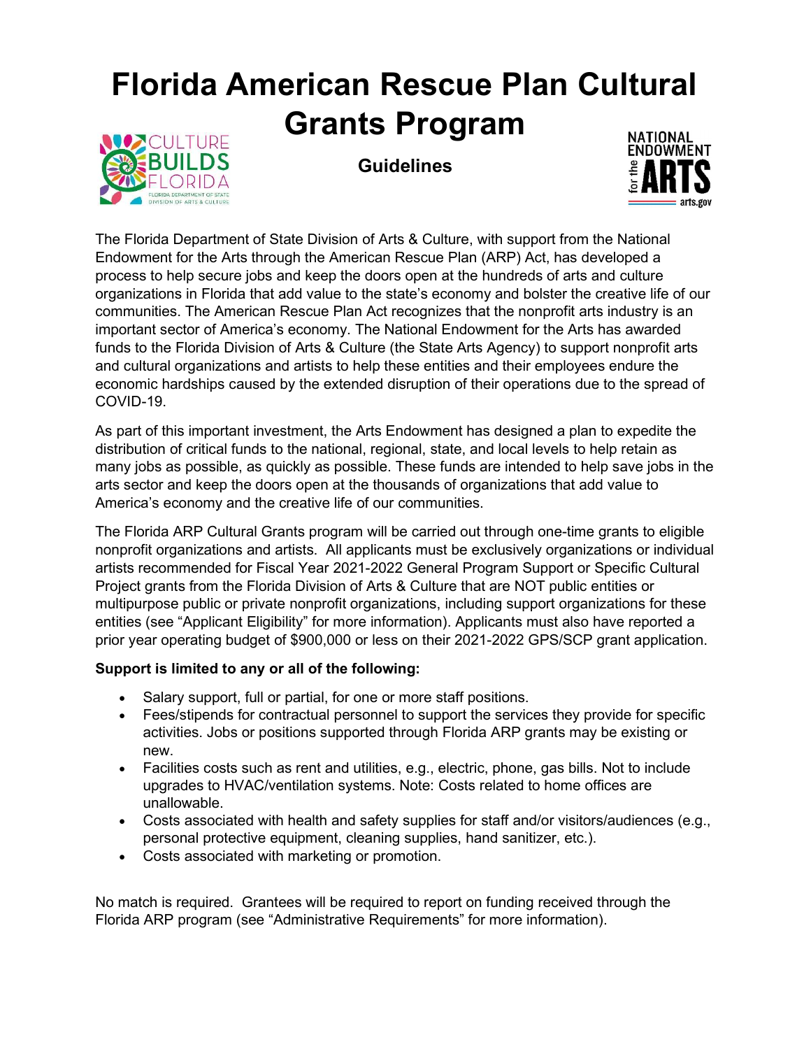# Florida American Rescue Plan Cultural Grants Program

## Guidelines

The Florida Department of State Division of Arts & Culture, with support from the National Endowment for the Arts through the American Rescue Plan (ARP) Act, has developed a process to help secure jobs and keep the doors open at the hundreds of arts and culture organizations in Florida that add value to the state's economy and bolster the creative life of our communities. The American Rescue Plan Act recognizes that the nonprofit arts industry is an important sector of America's economy. The National Endowment for the Arts has awarded funds to the Florida Division of Arts & Culture (the State Arts Agency) to support nonprofit arts and cultural organizations and artists to help these entities and their employees endure the economic hardships caused by the extended disruption of their operations due to the spread of COVID-19.

As part of this important investment, the Arts Endowment has designed a plan to expedite the distribution of critical funds to the national, regional, state, and local levels to help retain as many jobs as possible, as quickly as possible. These funds are intended to help save jobs in the arts sector and keep the doors open at the thousands of organizations that add value to America's economy and the creative life of our communities.

The Florida ARP Cultural Grants program will be carried out through one-time grants to eligible nonprofit organizations and artists. All applicants must be exclusively organizations or individual artists recommended for Fiscal Year 2021-2022 General Program Support or Specific Cultural Project grants from the Florida Division of Arts & Culture that are NOT public entities or multipurpose public or private nonprofit organizations, including support organizations for these entities (see "Applicant Eligibility" for more information). Applicants must also have reported a prior year operating budget of $900,000 or less on their 2021-2022 GPS/SCP grant application.

**Support is limited to any or all of the following:**

- Salary support, full or partial, for one or more staff positions.
- Fees/stipends for contractual personnel to support the services they provide for specific activities. Jobs or positions supported through Florida ARP grants may be existing or new.
- Facilities costs such as rent and utilities, e.g., electric, phone, gas bills. Not to include upgrades to HVAC/ventilation systems. Note: Costs related to home offices are unallowable.
- Costs associated with health and safety supplies for staff and/or visitors/audiences (e.g., personal protective equipment, cleaning supplies, hand sanitizer, etc.).
- Costs associated with marketing or promotion.

No match is required. Grantees will be required to report on funding received through the Florida ARP program (see "Administrative Requirements" for more information).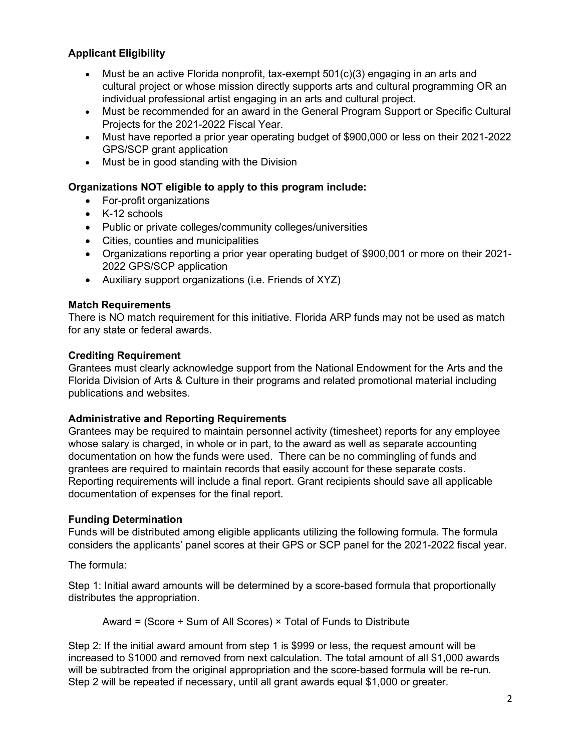**Applicant Eligibility**

- Must be an active Florida nonprofit, tax-exempt 501(c)(3) engaging in an arts and cultural project or whose mission directly supports arts and cultural programming OR an individual professional artist engaging in an arts and cultural project.
- Must be recommended for an award in the General Program Support or Specific Cultural Projects for the 2021-2022 Fiscal Year.
- Must have reported a prior year operating budget of $900,000 or less on their 2021-2022 GPS/SCP grant application
- Must be in good standing with the Division

**Organizations NOT eligible to apply to this program include:**

- For-profit organizations
- K-12 schools
- Public or private colleges/community colleges/universities
- Cities, counties and municipalities
- Organizations reporting a prior year operating budget of $900,001 or more on their 2021-2022 GPS/SCP application
- Auxiliary support organizations (i.e. Friends of XYZ)

**Match Requirements**

There is NO match requirement for this initiative. Florida ARP funds may not be used as match for any state or federal awards.

**Crediting Requirement**

Grantees must clearly acknowledge support from the National Endowment for the Arts and the Florida Division of Arts & Culture in their programs and related promotional material including publications and websites.

**Administrative and Reporting Requirements**

Grantees may be required to maintain personnel activity (timesheet) reports for any employee whose salary is charged, in whole or in part, to the award as well as separate accounting documentation on how the funds were used. There can be no commingling of funds and grantees are required to maintain records that easily account for these separate costs. Reporting requirements will include a final report. Grant recipients should save all applicable documentation of expenses for the final report.

**Funding Determination**

Funds will be distributed among eligible applicants utilizing the following formula. The formula considers the applicants' panel scores at their GPS or SCP panel for the 2021-2022 fiscal year.

The formula:

Step 1: Initial award amounts will be determined by a score-based formula that proportionally distributes the appropriation.

Award = (Score ÷ Sum of All Scores) × Total of Funds to Distribute

Step 2: If the initial award amount from step 1 is $999 or less, the request amount will be increased to $1000 and removed from next calculation. The total amount of all $1,000 awards will be subtracted from the original appropriation and the score-based formula will be re-run. Step 2 will be repeated if necessary, until all grant awards equal $1,000 or greater.